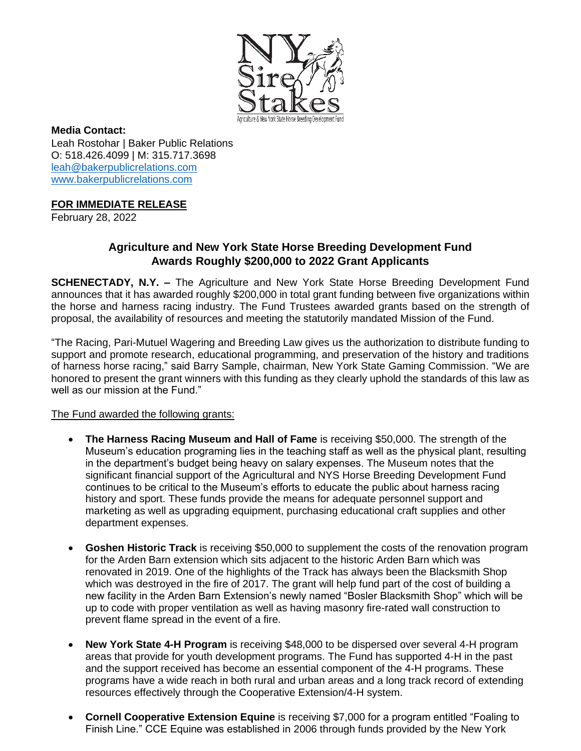**Media Contact:**
Leah Rostohar | Baker Public Relations
O: 518.426.4099 | M: 315.717.3698
leah@bakerpublicrelations.com
www.bakerpublicrelations.com

**FOR IMMEDIATE RELEASE**
February 28, 2022

## Agriculture and New York State Horse Breeding Development Fund Awards Roughly $200,000 to 2022 Grant Applicants

**SCHENECTADY, N.Y. –** The Agriculture and New York State Horse Breeding Development Fund announces that it has awarded roughly $200,000 in total grant funding between five organizations within the horse and harness racing industry. The Fund Trustees awarded grants based on the strength of proposal, the availability of resources and meeting the statutorily mandated Mission of the Fund.

"The Racing, Pari-Mutuel Wagering and Breeding Law gives us the authorization to distribute funding to support and promote research, educational programming, and preservation of the history and traditions of harness horse racing," said Barry Sample, chairman, New York State Gaming Commission. "We are honored to present the grant winners with this funding as they clearly uphold the standards of this law as well as our mission at the Fund."

The Fund awarded the following grants:

- **The Harness Racing Museum and Hall of Fame** is receiving $50,000. The strength of the Museum's education programing lies in the teaching staff as well as the physical plant, resulting in the department's budget being heavy on salary expenses. The Museum notes that the significant financial support of the Agricultural and NYS Horse Breeding Development Fund continues to be critical to the Museum's efforts to educate the public about harness racing history and sport. These funds provide the means for adequate personnel support and marketing as well as upgrading equipment, purchasing educational craft supplies and other department expenses.

- **Goshen Historic Track** is receiving $50,000 to supplement the costs of the renovation program for the Arden Barn extension which sits adjacent to the historic Arden Barn which was renovated in 2019. One of the highlights of the Track has always been the Blacksmith Shop which was destroyed in the fire of 2017. The grant will help fund part of the cost of building a new facility in the Arden Barn Extension's newly named "Bosler Blacksmith Shop" which will be up to code with proper ventilation as well as having masonry fire-rated wall construction to prevent flame spread in the event of a fire.

- **New York State 4-H Program** is receiving $48,000 to be dispersed over several 4-H program areas that provide for youth development programs. The Fund has supported 4-H in the past and the support received has become an essential component of the 4-H programs. These programs have a wide reach in both rural and urban areas and a long track record of extending resources effectively through the Cooperative Extension/4-H system.

- **Cornell Cooperative Extension Equine** is receiving $7,000 for a program entitled "Foaling to Finish Line." CCE Equine was established in 2006 through funds provided by the New York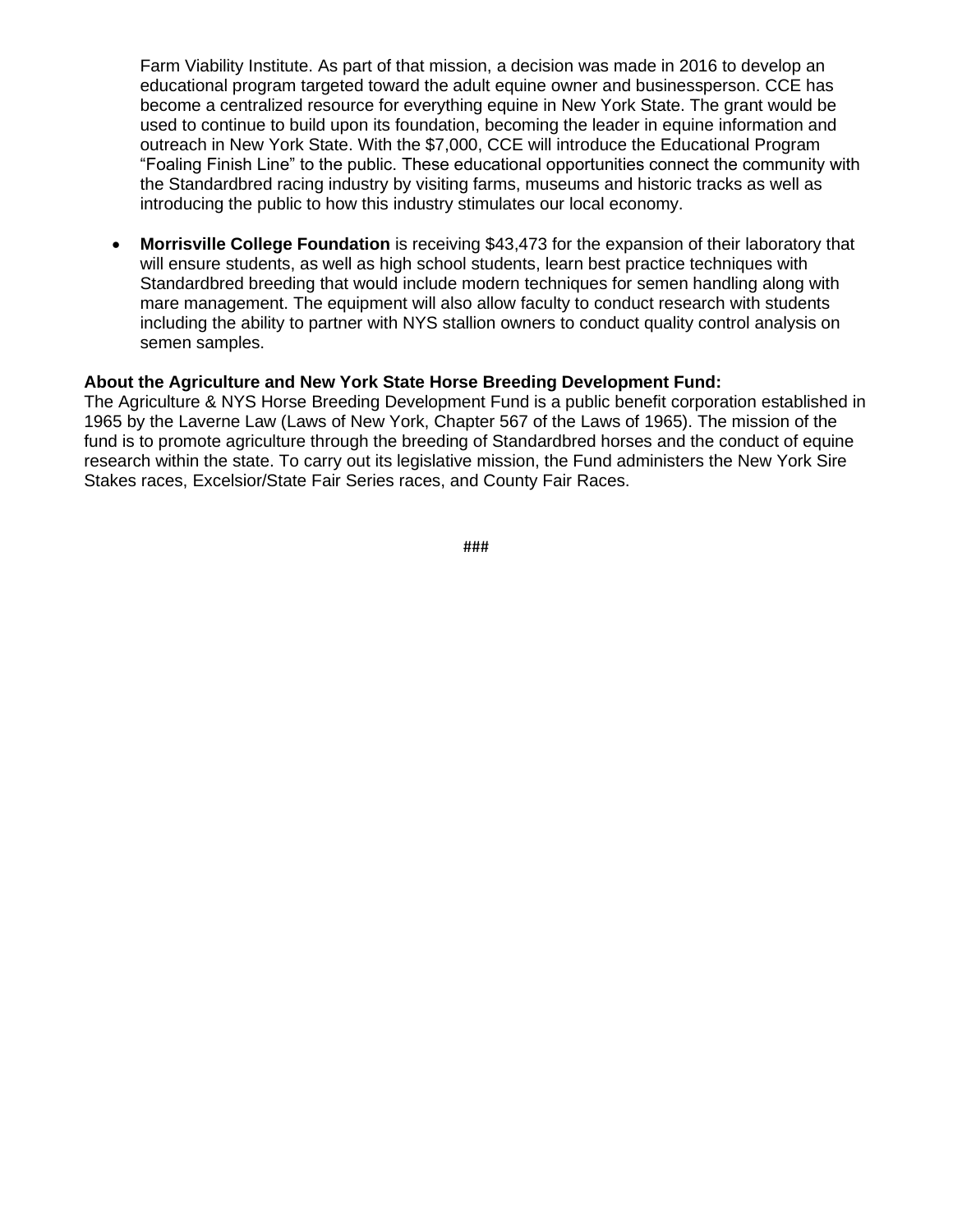Farm Viability Institute. As part of that mission, a decision was made in 2016 to develop an educational program targeted toward the adult equine owner and businessperson. CCE has become a centralized resource for everything equine in New York State. The grant would be used to continue to build upon its foundation, becoming the leader in equine information and outreach in New York State. With the $7,000, CCE will introduce the Educational Program "Foaling Finish Line" to the public. These educational opportunities connect the community with the Standardbred racing industry by visiting farms, museums and historic tracks as well as introducing the public to how this industry stimulates our local economy.

- **Morrisville College Foundation** is receiving $43,473 for the expansion of their laboratory that will ensure students, as well as high school students, learn best practice techniques with Standardbred breeding that would include modern techniques for semen handling along with mare management. The equipment will also allow faculty to conduct research with students including the ability to partner with NYS stallion owners to conduct quality control analysis on semen samples.

**About the Agriculture and New York State Horse Breeding Development Fund:**
The Agriculture & NYS Horse Breeding Development Fund is a public benefit corporation established in 1965 by the Laverne Law (Laws of New York, Chapter 567 of the Laws of 1965). The mission of the fund is to promote agriculture through the breeding of Standardbred horses and the conduct of equine research within the state. To carry out its legislative mission, the Fund administers the New York Sire Stakes races, Excelsior/State Fair Series races, and County Fair Races.

###